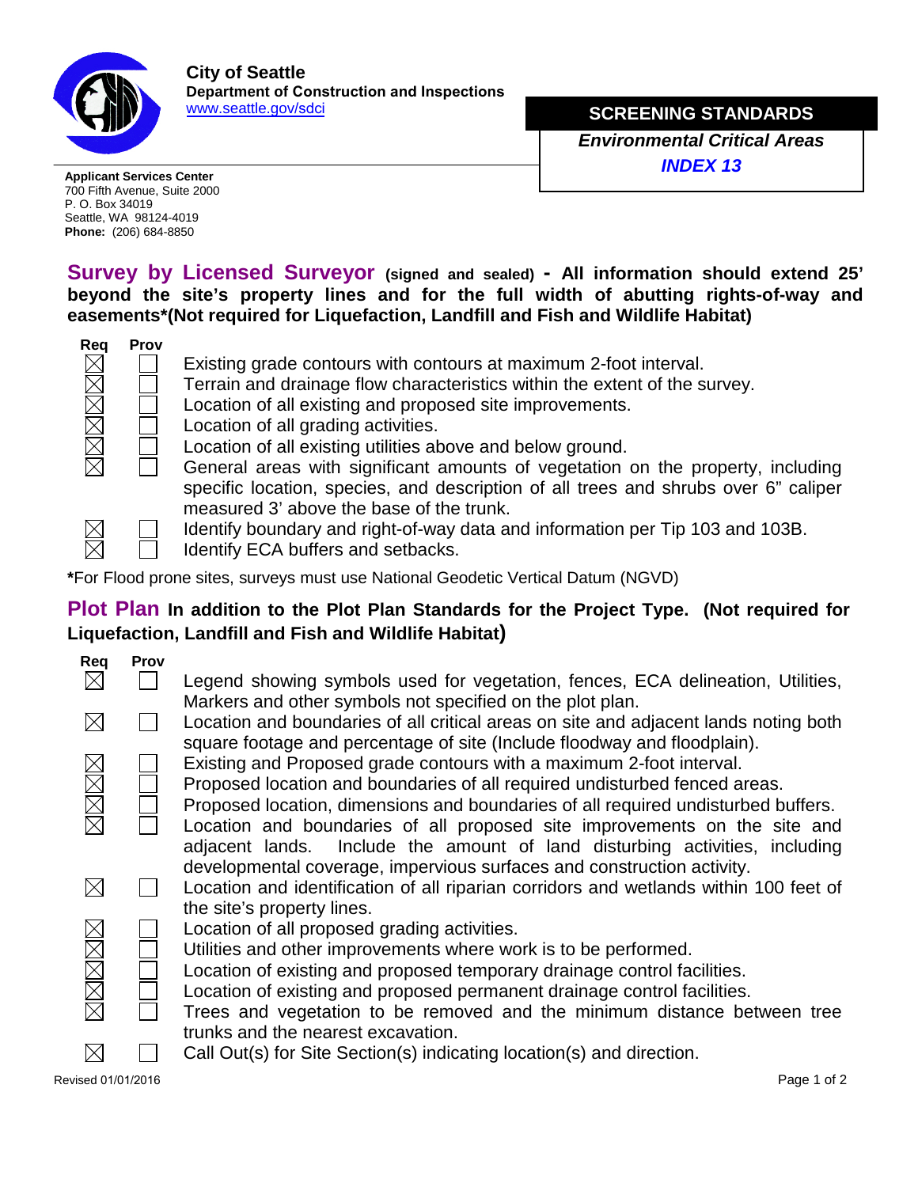**City of Seattle**
**Department of Construction and Inspections**
www.seattle.gov/sdci

**Applicant Services Center**
700 Fifth Avenue, Suite 2000
P. O. Box 34019
Seattle, WA 98124-4019
**Phone:** (206) 684-8850

# SCREENING STANDARDS

***Environmental Critical Areas***

***INDEX 13***

## Survey by Licensed Surveyor (signed and sealed) - All information should extend 25' beyond the site's property lines and for the full width of abutting rights-of-way and easements*(Not required for Liquefaction, Landfill and Fish and Wildlife Habitat)

| Req | Prov | |
|---|---|---|
| ☒ | ☐ | Existing grade contours with contours at maximum 2-foot interval. |
| ☒ | ☐ | Terrain and drainage flow characteristics within the extent of the survey. |
| ☒ | ☐ | Location of all existing and proposed site improvements. |
| ☒ | ☐ | Location of all grading activities. |
| ☒ | ☐ | Location of all existing utilities above and below ground. |
| ☒ | ☐ | General areas with significant amounts of vegetation on the property, including specific location, species, and description of all trees and shrubs over 6" caliper measured 3' above the base of the trunk. |
| ☒ | ☐ | Identify boundary and right-of-way data and information per Tip 103 and 103B. |
| ☒ | ☐ | Identify ECA buffers and setbacks. |

***For Flood prone sites, surveys must use National Geodetic Vertical Datum (NGVD)

## Plot Plan In addition to the Plot Plan Standards for the Project Type. (Not required for Liquefaction, Landfill and Fish and Wildlife Habitat)

| Req | Prov | |
|---|---|---|
| ☒ | ☐ | Legend showing symbols used for vegetation, fences, ECA delineation, Utilities, Markers and other symbols not specified on the plot plan. |
| ☒ | ☐ | Location and boundaries of all critical areas on site and adjacent lands noting both square footage and percentage of site (Include floodway and floodplain). |
| ☒ | ☐ | Existing and Proposed grade contours with a maximum 2-foot interval. |
| ☒ | ☐ | Proposed location and boundaries of all required undisturbed fenced areas. |
| ☒ | ☐ | Proposed location, dimensions and boundaries of all required undisturbed buffers. |
| ☒ | ☐ | Location and boundaries of all proposed site improvements on the site and adjacent lands. Include the amount of land disturbing activities, including developmental coverage, impervious surfaces and construction activity. |
| ☒ | ☐ | Location and identification of all riparian corridors and wetlands within 100 feet of the site's property lines. |
| ☒ | ☐ | Location of all proposed grading activities. |
| ☒ | ☐ | Utilities and other improvements where work is to be performed. |
| ☒ | ☐ | Location of existing and proposed temporary drainage control facilities. |
| ☒ | ☐ | Location of existing and proposed permanent drainage control facilities. |
| ☒ | ☐ | Trees and vegetation to be removed and the minimum distance between tree trunks and the nearest excavation. |
| ☒ | ☐ | Call Out(s) for Site Section(s) indicating location(s) and direction. |

Revised 01/01/2016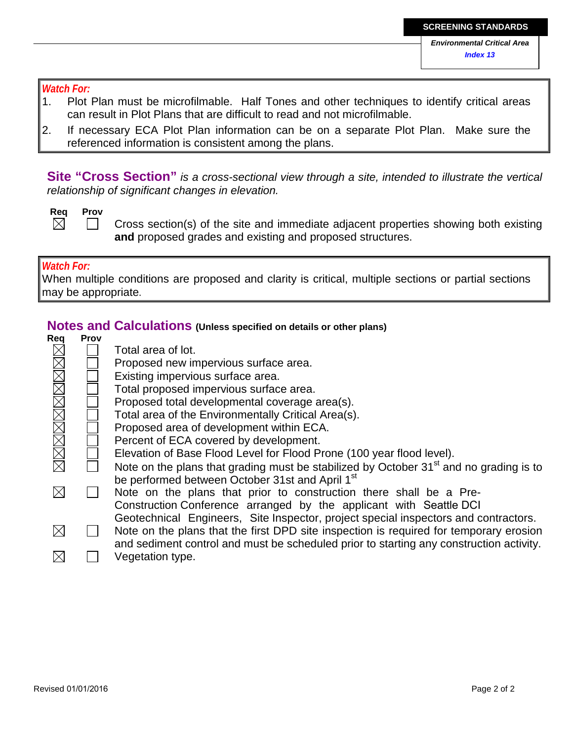**SCREENING STANDARDS**

*Environmental Critical Area*
*Index 13*

***Watch For:***

1. Plot Plan must be microfilmable. Half Tones and other techniques to identify critical areas can result in Plot Plans that are difficult to read and not microfilmable.
2. If necessary ECA Plot Plan information can be on a separate Plot Plan. Make sure the referenced information is consistent among the plans.

## Site "Cross Section" *is a cross-sectional view through a site, intended to illustrate the vertical relationship of significant changes in elevation.*

| Req | Prov | |
|---|---|---|
| ☒ | ☐ | Cross section(s) of the site and immediate adjacent properties showing both existing **and** proposed grades and existing and proposed structures. |

***Watch For:***

When multiple conditions are proposed and clarity is critical, multiple sections or partial sections may be appropriate.

## Notes and Calculations (Unless specified on details or other plans)

| Req | Prov | |
|---|---|---|
| ☒ | ☐ | Total area of lot. |
| ☒ | ☐ | Proposed new impervious surface area. |
| ☒ | ☐ | Existing impervious surface area. |
| ☒ | ☐ | Total proposed impervious surface area. |
| ☒ | ☐ | Proposed total developmental coverage area(s). |
| ☒ | ☐ | Total area of the Environmentally Critical Area(s). |
| ☒ | ☐ | Proposed area of development within ECA. |
| ☒ | ☐ | Percent of ECA covered by development. |
| ☒ | ☐ | Elevation of Base Flood Level for Flood Prone (100 year flood level). |
| ☒ | ☐ | Note on the plans that grading must be stabilized by October 31st and no grading is to be performed between October 31st and April 1st |
| ☒ | ☐ | Note on the plans that prior to construction there shall be a Pre-Construction Conference arranged by the applicant with Seattle DCI Geotechnical Engineers, Site Inspector, project special inspectors and contractors. |
| ☒ | ☐ | Note on the plans that the first DPD site inspection is required for temporary erosion and sediment control and must be scheduled prior to starting any construction activity. |
| ☒ | ☐ | Vegetation type. |

Revised 01/01/2016